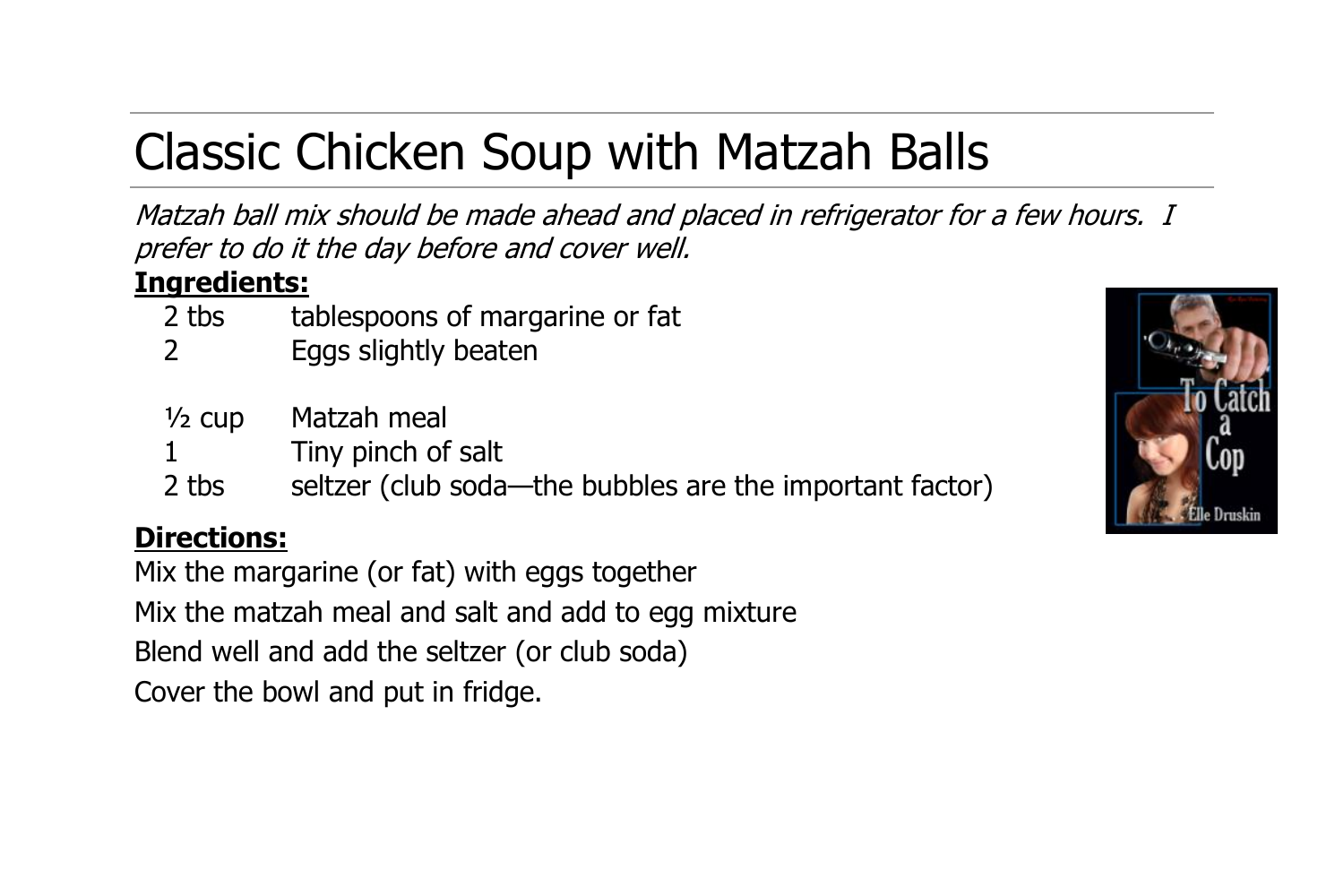# Classic Chicken Soup with Matzah Balls

*Matzah ball mix should be made ahead and placed in refrigerator for a few hours. I prefer to do it the day before and cover well.*

**Ingredients:**

| | |
|---|---|
| 2 tbs | tablespoons of margarine or fat |
| 2 | Eggs slightly beaten |
| | |
| ½ cup | Matzah meal |
| 1 | Tiny pinch of salt |
| 2 tbs | seltzer (club soda—the bubbles are the important factor) |

**Directions:**

Mix the margarine (or fat) with eggs together

Mix the matzah meal and salt and add to egg mixture

Blend well and add the seltzer (or club soda)

Cover the bowl and put in fridge.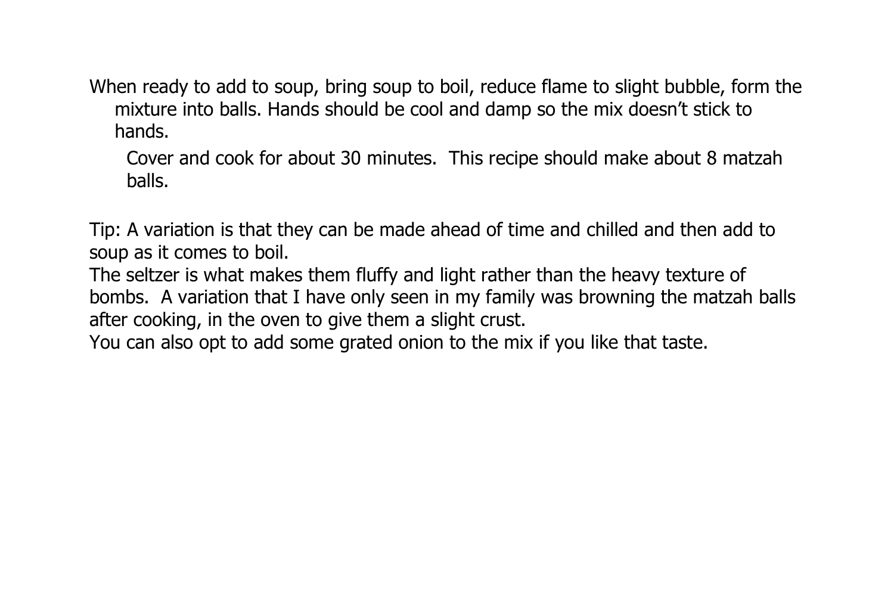When ready to add to soup, bring soup to boil, reduce flame to slight bubble, form the mixture into balls. Hands should be cool and damp so the mix doesn't stick to hands.

Cover and cook for about 30 minutes.  This recipe should make about 8 matzah balls.

Tip: A variation is that they can be made ahead of time and chilled and then add to soup as it comes to boil.

The seltzer is what makes them fluffy and light rather than the heavy texture of bombs.  A variation that I have only seen in my family was browning the matzah balls after cooking, in the oven to give them a slight crust.

You can also opt to add some grated onion to the mix if you like that taste.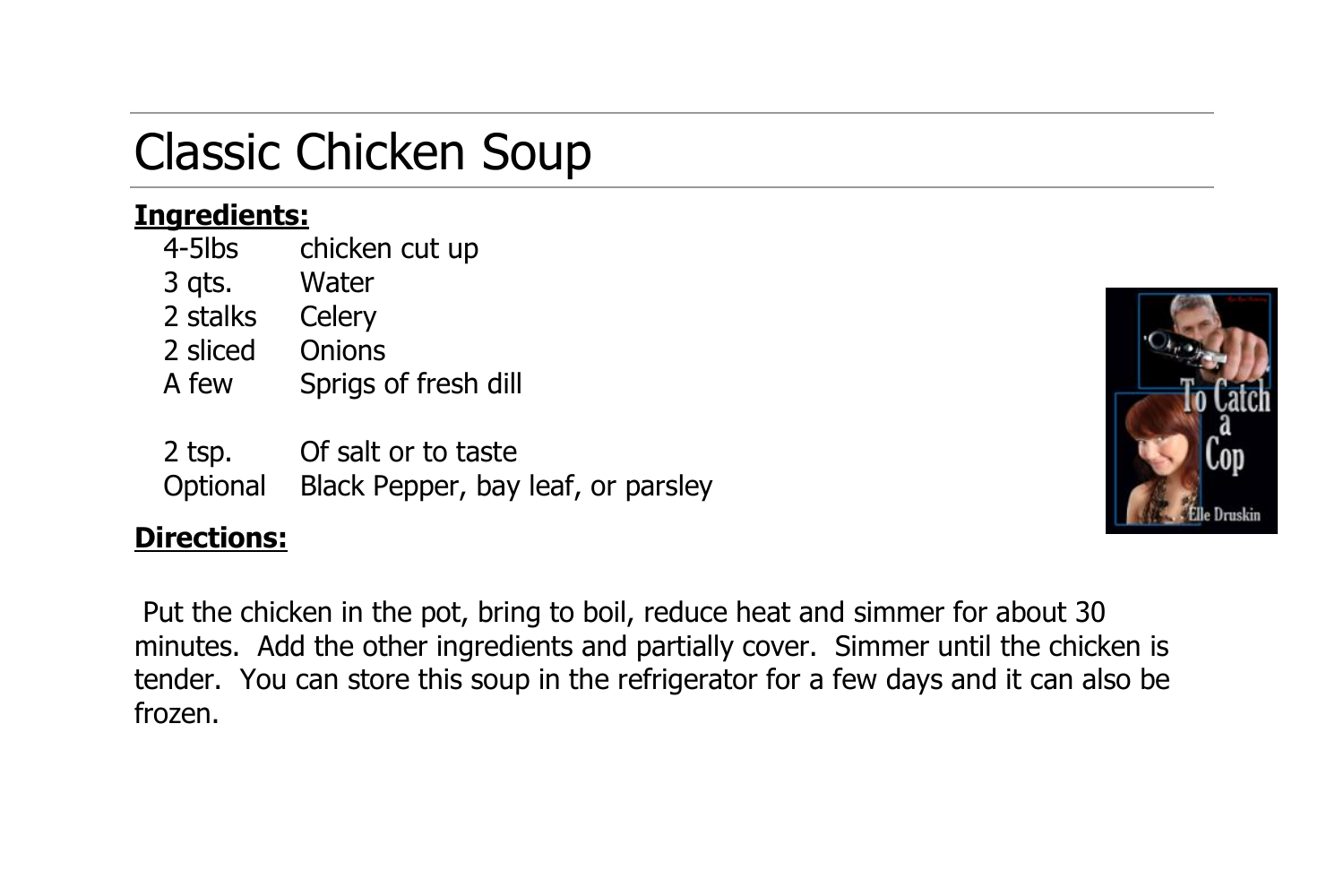# Classic Chicken Soup

**Ingredients:**

| | |
|---|---|
| 4-5lbs | chicken cut up |
| 3 qts. | Water |
| 2 stalks | Celery |
| 2 sliced | Onions |
| A few | Sprigs of fresh dill |
| 2 tsp. | Of salt or to taste |
| Optional | Black Pepper, bay leaf, or parsley |

**Directions:**

Put the chicken in the pot, bring to boil, reduce heat and simmer for about 30 minutes. Add the other ingredients and partially cover. Simmer until the chicken is tender. You can store this soup in the refrigerator for a few days and it can also be frozen.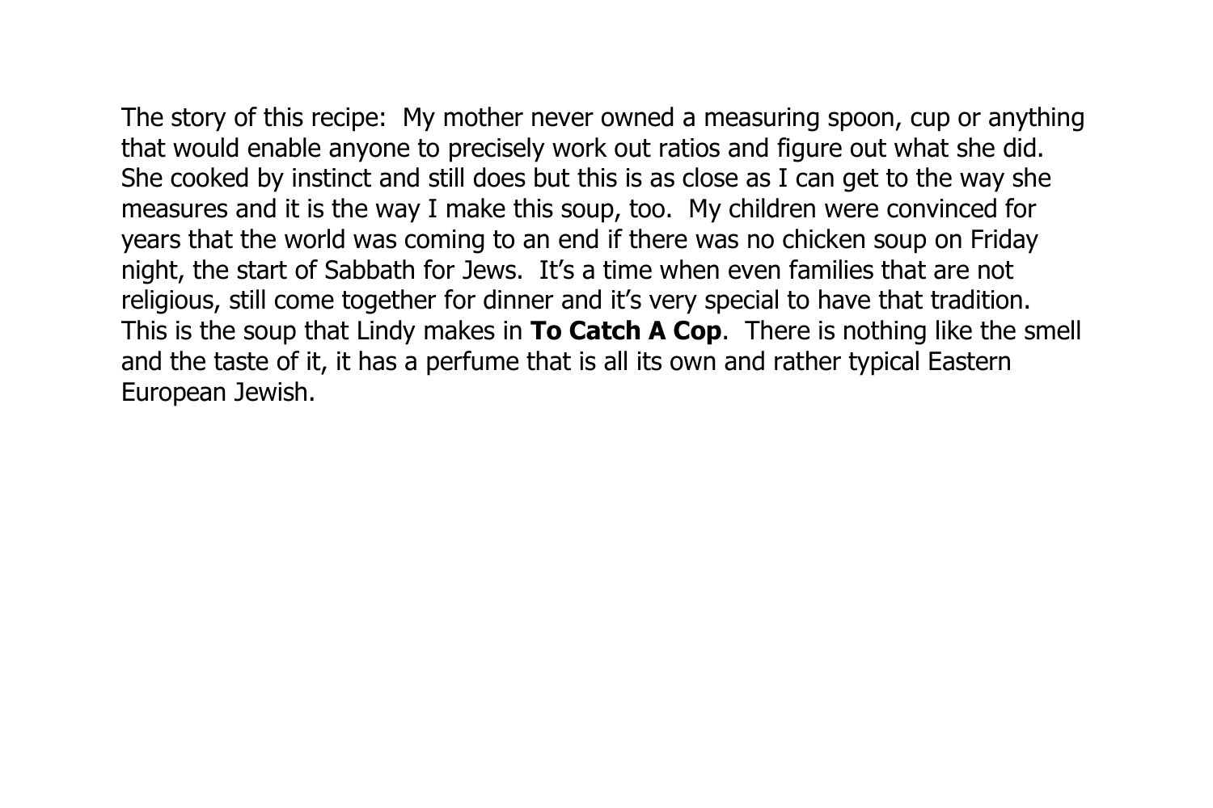The story of this recipe: My mother never owned a measuring spoon, cup or anything that would enable anyone to precisely work out ratios and figure out what she did. She cooked by instinct and still does but this is as close as I can get to the way she measures and it is the way I make this soup, too. My children were convinced for years that the world was coming to an end if there was no chicken soup on Friday night, the start of Sabbath for Jews. It's a time when even families that are not religious, still come together for dinner and it's very special to have that tradition. This is the soup that Lindy makes in **To Catch A Cop**. There is nothing like the smell and the taste of it, it has a perfume that is all its own and rather typical Eastern European Jewish.